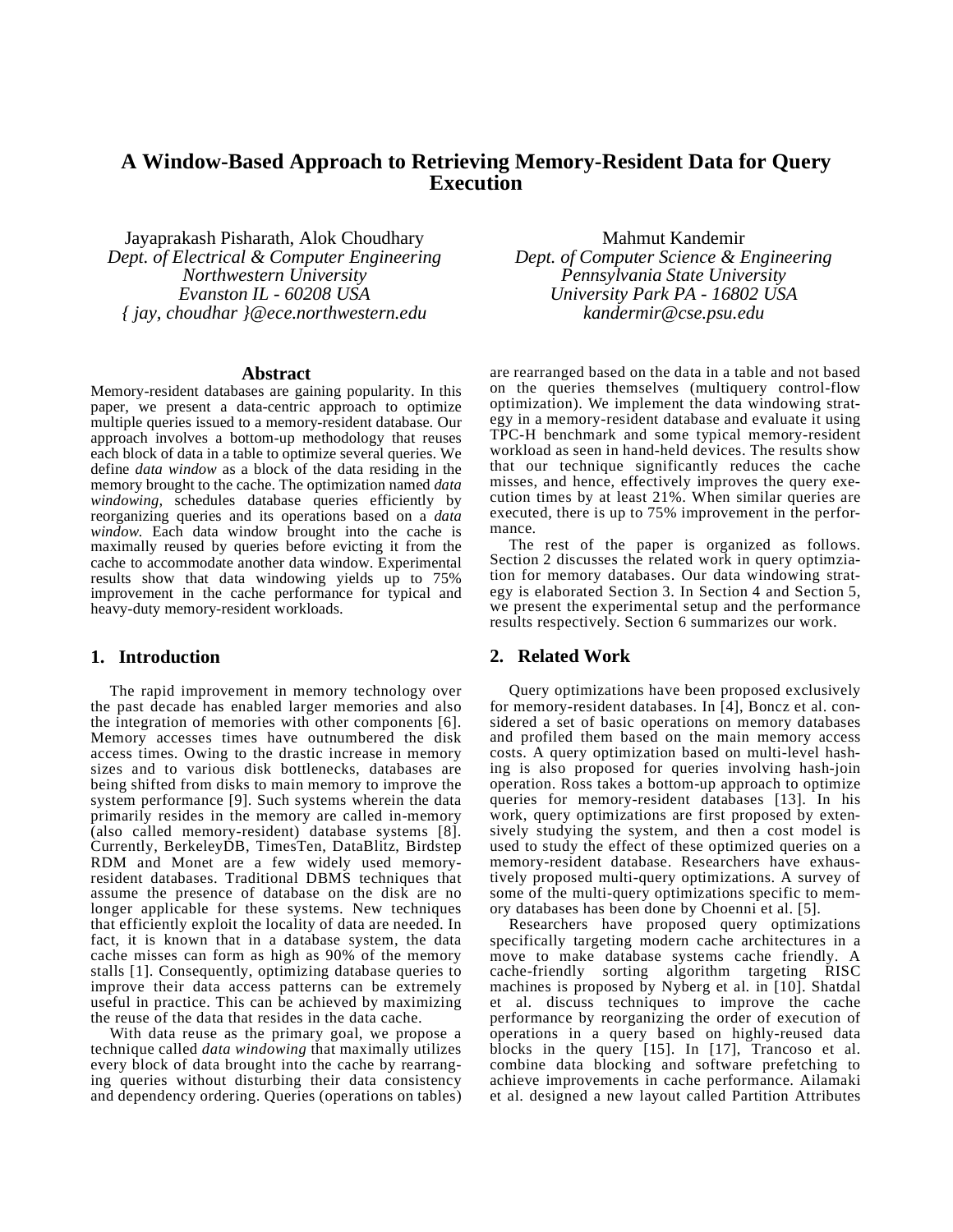# A Window-Based Approach to Retrieving Memory-Resident Data for Query Execution

Jayaprakash Pisharath, Alok Choudhary
*Dept. of Electrical & Computer Engineering*
*Northwestern University*
*Evanston IL - 60208 USA*
*{ jay, choudhar }@ece.northwestern.edu*

Mahmut Kandemir
*Dept. of Computer Science & Engineering*
*Pennsylvania State University*
*University Park PA - 16802 USA*
*kandermir@cse.psu.edu*

## Abstract

Memory-resident databases are gaining popularity. In this paper, we present a data-centric approach to optimize multiple queries issued to a memory-resident database. Our approach involves a bottom-up methodology that reuses each block of data in a table to optimize several queries. We define *data window* as a block of the data residing in the memory brought to the cache. The optimization named *data windowing*, schedules database queries efficiently by reorganizing queries and its operations based on a *data window*. Each data window brought into the cache is maximally reused by queries before evicting it from the cache to accommodate another data window. Experimental results show that data windowing yields up to 75% improvement in the cache performance for typical and heavy-duty memory-resident workloads.

## 1. Introduction

The rapid improvement in memory technology over the past decade has enabled larger memories and also the integration of memories with other components [6]. Memory accesses times have outnumbered the disk access times. Owing to the drastic increase in memory sizes and to various disk bottlenecks, databases are being shifted from disks to main memory to improve the system performance [9]. Such systems wherein the data primarily resides in the memory are called in-memory (also called memory-resident) database systems [8]. Currently, BerkeleyDB, TimesTen, DataBlitz, Birdstep RDM and Monet are a few widely used memory-resident databases. Traditional DBMS techniques that assume the presence of database on the disk are no longer applicable for these systems. New techniques that efficiently exploit the locality of data are needed. In fact, it is known that in a database system, the data cache misses can form as high as 90% of the memory stalls [1]. Consequently, optimizing database queries to improve their data access patterns can be extremely useful in practice. This can be achieved by maximizing the reuse of the data that resides in the data cache.

With data reuse as the primary goal, we propose a technique called *data windowing* that maximally utilizes every block of data brought into the cache by rearranging queries without disturbing their data consistency and dependency ordering. Queries (operations on tables) are rearranged based on the data in a table and not based on the queries themselves (multiquery control-flow optimization). We implement the data windowing strategy in a memory-resident database and evaluate it using TPC-H benchmark and some typical memory-resident workload as seen in hand-held devices. The results show that our technique significantly reduces the cache misses, and hence, effectively improves the query execution times by at least 21%. When similar queries are executed, there is up to 75% improvement in the performance.

The rest of the paper is organized as follows. Section 2 discusses the related work in query optimziation for memory databases. Our data windowing strategy is elaborated Section 3. In Section 4 and Section 5, we present the experimental setup and the performance results respectively. Section 6 summarizes our work.

## 2. Related Work

Query optimizations have been proposed exclusively for memory-resident databases. In [4], Boncz et al. considered a set of basic operations on memory databases and profiled them based on the main memory access costs. A query optimization based on multi-level hashing is also proposed for queries involving hash-join operation. Ross takes a bottom-up approach to optimize queries for memory-resident databases [13]. In his work, query optimizations are first proposed by extensively studying the system, and then a cost model is used to study the effect of these optimized queries on a memory-resident database. Researchers have exhaustively proposed multi-query optimizations. A survey of some of the multi-query optimizations specific to memory databases has been done by Choenni et al. [5].

Researchers have proposed query optimizations specifically targeting modern cache architectures in a move to make database systems cache friendly. A cache-friendly sorting algorithm targeting RISC machines is proposed by Nyberg et al. in [10]. Shatdal et al. discuss techniques to improve the cache performance by reorganizing the order of execution of operations in a query based on highly-reused data blocks in the query [15]. In [17], Trancoso et al. combine data blocking and software prefetching to achieve improvements in cache performance. Ailamaki et al. designed a new layout called Partition Attributes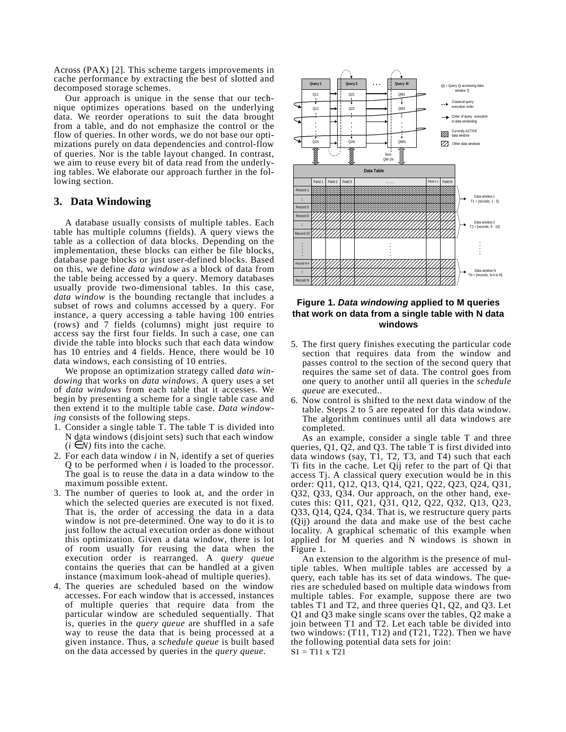Across (PAX) [2]. This scheme targets improvements in cache performance by extracting the best of slotted and decomposed storage schemes.

Our approach is unique in the sense that our technique optimizes operations based on the underlying data. We reorder operations to suit the data brought from a table, and do not emphasize the control or the flow of queries. In other words, we do not base our optimizations purely on data dependencies and control-flow of queries. Nor is the table layout changed. In contrast, we aim to reuse every bit of data read from the underlying tables. We elaborate our approach further in the following section.

## 3. Data Windowing

A database usually consists of multiple tables. Each table has multiple columns (fields). A query views the table as a collection of data blocks. Depending on the implementation, these blocks can either be file blocks, database page blocks or just user-defined blocks. Based on this, we define *data window* as a block of data from the table being accessed by a query. Memory databases usually provide two-dimensional tables. In this case, *data window* is the bounding rectangle that includes a subset of rows and columns accessed by a query. For instance, a query accessing a table having 100 entries (rows) and 7 fields (columns) might just require to access say the first four fields. In such a case, one can divide the table into blocks such that each data window has 10 entries and 4 fields. Hence, there would be 10 data windows, each consisting of 10 entries.

We propose an optimization strategy called *data windowing* that works on *data windows*. A query uses a set of *data windows* from each table that it accesses. We begin by presenting a scheme for a single table case and then extend it to the multiple table case. *Data windowing* consists of the following steps.

1. Consider a single table T. The table T is divided into N data windows (disjoint sets) such that each window ($i \in N$) fits into the cache.
2. For each data window *i* in N, identify a set of queries Q to be performed when *i* is loaded to the processor. The goal is to reuse the data in a data window to the maximum possible extent.
3. The number of queries to look at, and the order in which the selected queries are executed is not fixed. That is, the order of accessing the data in a data window is not pre-determined. One way to do it is to just follow the actual execution order as done without this optimization. Given a data window, there is lot of room usually for reusing the data when the execution order is rearranged. A *query queue* contains the queries that can be handled at a given instance (maximum look-ahead of multiple queries).
4. The queries are scheduled based on the window accesses. For each window that is accessed, instances of multiple queries that require data from the particular window are scheduled sequentially. That is, queries in the *query queue* are shuffled in a safe way to reuse the data that is being processed at a given instance. Thus, a *schedule queue* is built based on the data accessed by queries in the *query queue*.
5. The first query finishes executing the particular code section that requires data from the window and passes control to the section of the second query that requires the same set of data. The control goes from one query to another until all queries in the *schedule queue* are executed..
6. Now control is shifted to the next data window of the table. Steps 2 to 5 are repeated for this data window. The algorithm continues until all data windows are completed.

**Figure 1. *Data windowing* applied to M queries that work on data from a single table with N data windows**

As an example, consider a single table T and three queries, Q1, Q2, and Q3. The table T is first divided into data windows (say, T1, T2, T3, and T4) such that each Ti fits in the cache. Let Qij refer to the part of Qi that access Tj. A classical query execution would be in this order: Q11, Q12, Q13, Q14, Q21, Q22, Q23, Q24, Q31, Q32, Q33, Q34. Our approach, on the other hand, executes this: Q11, Q21, Q31, Q12, Q22, Q32, Q13, Q23, Q33, Q14, Q24, Q34. That is, we restructure query parts (Qij) around the data and make use of the best cache locality. A graphical schematic of this example when applied for M queries and N windows is shown in Figure 1.

An extension to the algorithm is the presence of multiple tables. When multiple tables are accessed by a query, each table has its set of data windows. The queries are scheduled based on multiple data windows from multiple tables. For example, suppose there are two tables T1 and T2, and three queries Q1, Q2, and Q3. Let Q1 and Q3 make single scans over the tables, Q2 make a join between T1 and T2. Let each table be divided into two windows: (T11, T12) and (T21, T22). Then we have the following potential data sets for join:

S1 = T11 x T21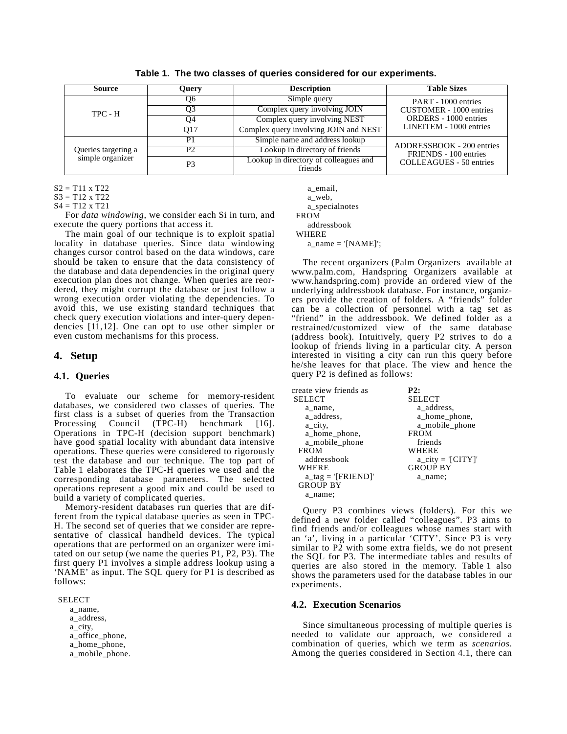**Table 1. The two classes of queries considered for our experiments.**

| Source | Query | Description | Table Sizes |
|---|---|---|---|
| TPC - H | Q6 | Simple query | PART - 1000 entries CUSTOMER - 1000 entries ORDERS - 1000 entries LINEITEM - 1000 entries |
| | Q3 | Complex query involving JOIN | |
| | Q4 | Complex query involving NEST | |
| | Q17 | Complex query involving JOIN and NEST | |
| Queries targeting a simple organizer | P1 | Simple name and address lookup | ADDRESSBOOK - 200 entries FRIENDS - 100 entries COLLEAGUES - 50 entries |
| | P2 | Lookup in directory of friends | |
| | P3 | Lookup in directory of colleagues and friends | |

S2 = T11 x T22
S3 = T12 x T22
S4 = T12 x T21

For *data windowing*, we consider each Si in turn, and execute the query portions that access it.

The main goal of our technique is to exploit spatial locality in database queries. Since data windowing changes cursor control based on the data windows, care should be taken to ensure that the data consistency of the database and data dependencies in the original query execution plan does not change. When queries are reordered, they might corrupt the database or just follow a wrong execution order violating the dependencies. To avoid this, we use existing standard techniques that check query execution violations and inter-query dependencies [11,12]. One can opt to use other simpler or even custom mechanisms for this process.

## 4. Setup

### 4.1. Queries

To evaluate our scheme for memory-resident databases, we considered two classes of queries. The first class is a subset of queries from the Transaction Processing Council (TPC-H) benchmark [16]. Operations in TPC-H (decision support benchmark) have good spatial locality with abundant data intensive operations. These queries were considered to rigorously test the database and our technique. The top part of Table 1 elaborates the TPC-H queries we used and the corresponding database parameters. The selected operations represent a good mix and could be used to build a variety of complicated queries.

Memory-resident databases run queries that are different from the typical database queries as seen in TPC-H. The second set of queries that we consider are representative of classical handheld devices. The typical operations that are performed on an organizer were imitated on our setup (we name the queries P1, P2, P3). The first query P1 involves a simple address lookup using a 'NAME' as input. The SQL query for P1 is described as follows:

```
SELECT
    a_name,
    a_address,
    a_city,
    a_office_phone,
    a_home_phone,
    a_mobile_phone.
    a_email,
    a_web,
    a_specialnotes
FROM
    addressbook
WHERE
    a_name = '[NAME]';
```

The recent organizers (Palm Organizers available at www.palm.com, Handspring Organizers available at www.handspring.com) provide an ordered view of the underlying addressbook database. For instance, organizers provide the creation of folders. A "friends" folder can be a collection of personnel with a tag set as "friend" in the addressbook. We defined folder as a restrained/customized view of the same database (address book). Intuitively, query P2 strives to do a lookup of friends living in a particular city. A person interested in visiting a city can run this query before he/she leaves for that place. The view and hence the query P2 is defined as follows:

```
create view friends as
SELECT
    a_name,
    a_address,
    a_city,
    a_home_phone,
    a_mobile_phone
FROM
    addressbook
WHERE
    a_tag = '[FRIEND]'
GROUP BY
    a_name;
```

**P2:**

```
SELECT
    a_address,
    a_home_phone,
    a_mobile_phone
FROM
    friends
WHERE
    a_city = '[CITY]'
GROUP BY
    a_name;
```

Query P3 combines views (folders). For this we defined a new folder called "colleagues". P3 aims to find friends and/or colleagues whose names start with an 'a', living in a particular 'CITY'. Since P3 is very similar to P2 with some extra fields, we do not present the SQL for P3. The intermediate tables and results of queries are also stored in the memory. Table 1 also shows the parameters used for the database tables in our experiments.

### 4.2. Execution Scenarios

Since simultaneous processing of multiple queries is needed to validate our approach, we considered a combination of queries, which we term as *scenarios*. Among the queries considered in Section 4.1, there can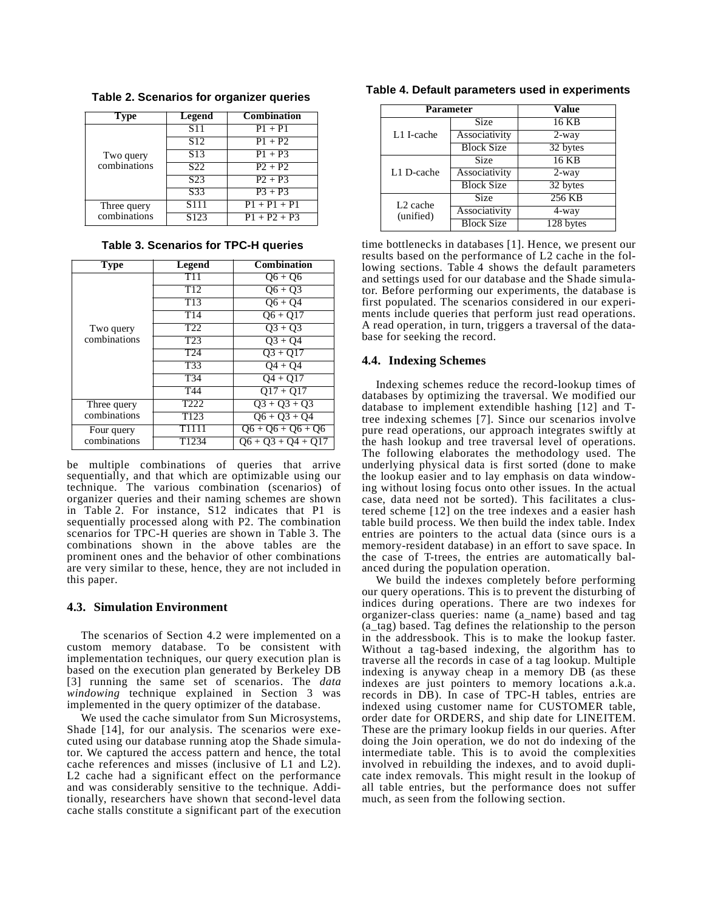**Table 2. Scenarios for organizer queries**

| Type | Legend | Combination |
|---|---|---|
| Two query combinations | S11 | P1 + P1 |
| | S12 | P1 + P2 |
| | S13 | P1 + P3 |
| | S22 | P2 + P2 |
| | S23 | P2 + P3 |
| | S33 | P3 + P3 |
| Three query combinations | S111 | P1 + P1 + P1 |
| | S123 | P1 + P2 + P3 |

**Table 3. Scenarios for TPC-H queries**

| Type | Legend | Combination |
|---|---|---|
| Two query combinations | T11 | Q6 + Q6 |
| | T12 | Q6 + Q3 |
| | T13 | Q6 + Q4 |
| | T14 | Q6 + Q17 |
| | T22 | Q3 + Q3 |
| | T23 | Q3 + Q4 |
| | T24 | Q3 + Q17 |
| | T33 | Q4 + Q4 |
| | T34 | Q4 + Q17 |
| | T44 | Q17 + Q17 |
| Three query combinations | T222 | Q3 + Q3 + Q3 |
| | T123 | Q6 + Q3 + Q4 |
| Four query combinations | T1111 | Q6 + Q6 + Q6 + Q6 |
| | T1234 | Q6 + Q3 + Q4 + Q17 |

be multiple combinations of queries that arrive sequentially, and that which are optimizable using our technique. The various combination (scenarios) of organizer queries and their naming schemes are shown in Table 2. For instance, S12 indicates that P1 is sequentially processed along with P2. The combination scenarios for TPC-H queries are shown in Table 3. The combinations shown in the above tables are the prominent ones and the behavior of other combinations are very similar to these, hence, they are not included in this paper.

### 4.3. Simulation Environment

The scenarios of Section 4.2 were implemented on a custom memory database. To be consistent with implementation techniques, our query execution plan is based on the execution plan generated by Berkeley DB [3] running the same set of scenarios. The *data windowing* technique explained in Section 3 was implemented in the query optimizer of the database.

We used the cache simulator from Sun Microsystems, Shade [14], for our analysis. The scenarios were executed using our database running atop the Shade simulator. We captured the access pattern and hence, the total cache references and misses (inclusive of L1 and L2). L2 cache had a significant effect on the performance and was considerably sensitive to the technique. Additionally, researchers have shown that second-level data cache stalls constitute a significant part of the execution time bottlenecks in databases [1]. Hence, we present our results based on the performance of L2 cache in the following sections. Table 4 shows the default parameters and settings used for our database and the Shade simulator. Before performing our experiments, the database is first populated. The scenarios considered in our experiments include queries that perform just read operations. A read operation, in turn, triggers a traversal of the database for seeking the record.

**Table 4. Default parameters used in experiments**

| Parameter | | Value |
|---|---|---|
| L1 I-cache | Size | 16 KB |
| | Associativity | 2-way |
| | Block Size | 32 bytes |
| L1 D-cache | Size | 16 KB |
| | Associativity | 2-way |
| | Block Size | 32 bytes |
| L2 cache (unified) | Size | 256 KB |
| | Associativity | 4-way |
| | Block Size | 128 bytes |

### 4.4. Indexing Schemes

Indexing schemes reduce the record-lookup times of databases by optimizing the traversal. We modified our database to implement extendible hashing [12] and T-tree indexing schemes [7]. Since our scenarios involve pure read operations, our approach integrates swiftly at the hash lookup and tree traversal level of operations. The following elaborates the methodology used. The underlying physical data is first sorted (done to make the lookup easier and to lay emphasis on data windowing without losing focus onto other issues. In the actual case, data need not be sorted). This facilitates a clustered scheme [12] on the tree indexes and a easier hash table build process. We then build the index table. Index entries are pointers to the actual data (since ours is a memory-resident database) in an effort to save space. In the case of T-trees, the entries are automatically balanced during the population operation.

We build the indexes completely before performing our query operations. This is to prevent the disturbing of indices during operations. There are two indexes for organizer-class queries: name (a_name) based and tag (a_tag) based. Tag defines the relationship to the person in the addressbook. This is to make the lookup faster. Without a tag-based indexing, the algorithm has to traverse all the records in case of a tag lookup. Multiple indexing is anyway cheap in a memory DB (as these indexes are just pointers to memory locations a.k.a. records in DB). In case of TPC-H tables, entries are indexed using customer name for CUSTOMER table, order date for ORDERS, and ship date for LINEITEM. These are the primary lookup fields in our queries. After doing the Join operation, we do not do indexing of the intermediate table. This is to avoid the complexities involved in rebuilding the indexes, and to avoid duplicate index removals. This might result in the lookup of all table entries, but the performance does not suffer much, as seen from the following section.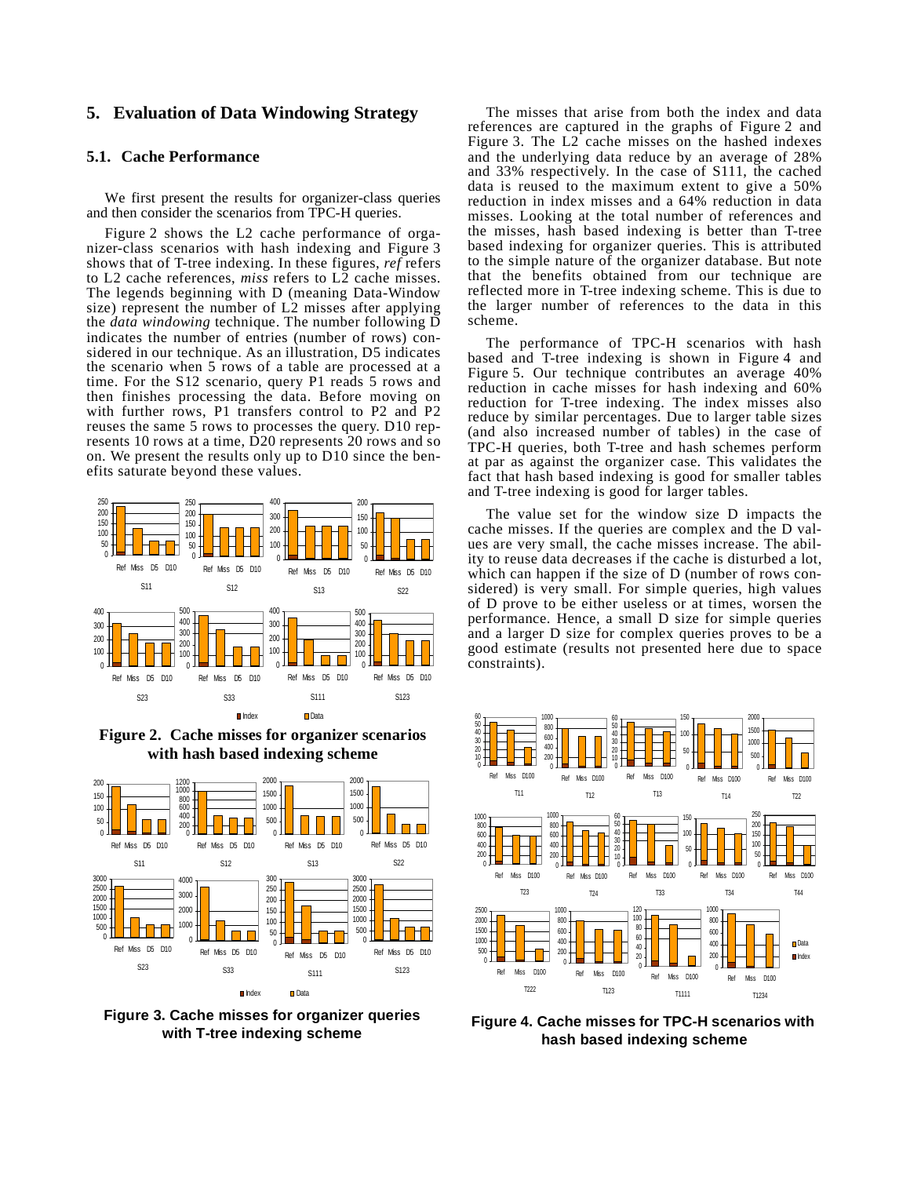## 5. Evaluation of Data Windowing Strategy

### 5.1. Cache Performance

We first present the results for organizer-class queries and then consider the scenarios from TPC-H queries.

Figure 2 shows the L2 cache performance of organizer-class scenarios with hash indexing and Figure 3 shows that of T-tree indexing. In these figures, *ref* refers to L2 cache references, *miss* refers to L2 cache misses. The legends beginning with D (meaning Data-Window size) represent the number of L2 misses after applying the *data windowing* technique. The number following D indicates the number of entries (number of rows) considered in our technique. As an illustration, D5 indicates the scenario when 5 rows of a table are processed at a time. For the S12 scenario, query P1 reads 5 rows and then finishes processing the data. Before moving on with further rows, P1 transfers control to P2 and P2 reuses the same 5 rows to processes the query. D10 represents 10 rows at a time, D20 represents 20 rows and so on. We present the results only up to D10 since the benefits saturate beyond these values.

**Figure 2. Cache misses for organizer scenarios with hash based indexing scheme**

**Figure 3. Cache misses for organizer queries with T-tree indexing scheme**

The misses that arise from both the index and data references are captured in the graphs of Figure 2 and Figure 3. The L2 cache misses on the hashed indexes and the underlying data reduce by an average of 28% and 33% respectively. In the case of S111, the cached data is reused to the maximum extent to give a 50% reduction in index misses and a 64% reduction in data misses. Looking at the total number of references and the misses, hash based indexing is better than T-tree based indexing for organizer queries. This is attributed to the simple nature of the organizer database. But note that the benefits obtained from our technique are reflected more in T-tree indexing scheme. This is due to the larger number of references to the data in this scheme.

The performance of TPC-H scenarios with hash based and T-tree indexing is shown in Figure 4 and Figure 5. Our technique contributes an average 40% reduction in cache misses for hash indexing and 60% reduction for T-tree indexing. The index misses also reduce by similar percentages. Due to larger table sizes (and also increased number of tables) in the case of TPC-H queries, both T-tree and hash schemes perform at par as against the organizer case. This validates the fact that hash based indexing is good for smaller tables and T-tree indexing is good for larger tables.

The value set for the window size D impacts the cache misses. If the queries are complex and the D values are very small, the cache misses increase. The ability to reuse data decreases if the cache is disturbed a lot, which can happen if the size of D (number of rows considered) is very small. For simple queries, high values of D prove to be either useless or at times, worsen the performance. Hence, a small D size for simple queries and a larger D size for complex queries proves to be a good estimate (results not presented here due to space constraints).

**Figure 4. Cache misses for TPC-H scenarios with hash based indexing scheme**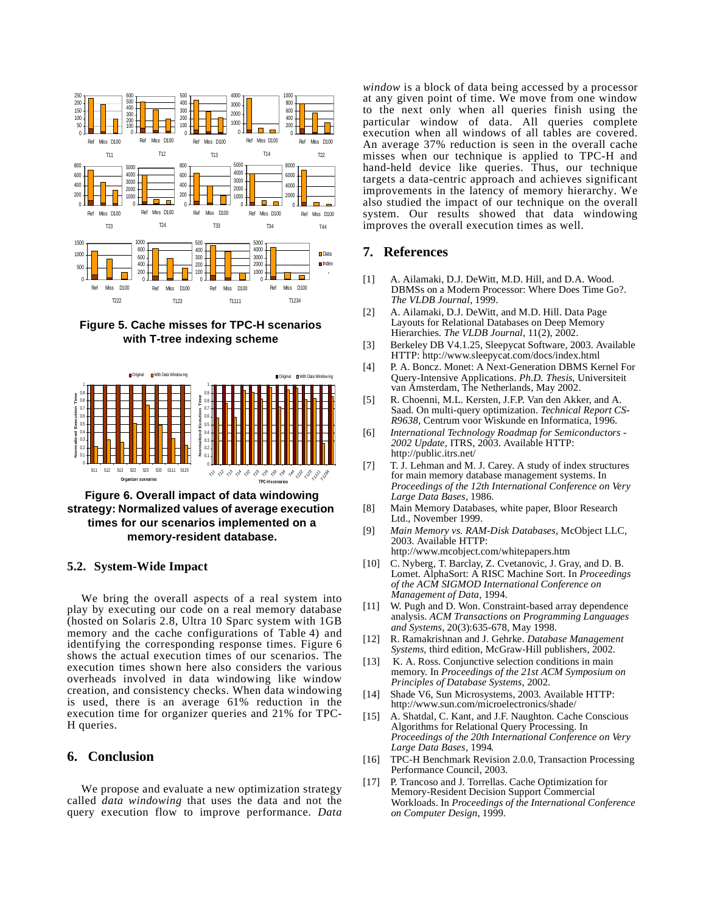250
200
150
100
50
0
Ref Miss D100
T11

600
500
400
300
200
100
0
Ref Miss D100
T12

500
400
300
200
100
0
Ref Miss D100
T13

4000
3000
2000
1000
0
Ref Miss D100
T14

1000
800
600
400
200
0
Ref Miss D100
T22

800
600
400
200
0
Ref Miss D100
T23

5000
4000
3000
2000
1000
0
Ref Miss D100
T24

800
600
400
200
0
Ref Miss D100
T33

5000
4000
3000
2000
1000
0
Ref Miss D100
T34

8000
6000
4000
2000
0
Ref Miss D100
T44

1500
1000
500
0
Ref Miss D100
T222

1000
800
600
400
200
0
Ref Miss D100
T123

500
400
300
200
100
0
Ref Miss D100
T1111

5000
4000
3000
2000
1000
0
Ref Miss D100
T1234

Data
Index

**Figure 5. Cache misses for TPC-H scenarios with T-tree indexing scheme**

Original
With Data Windowing

Normalized Execution Time
1
0.9
0.8
0.7
0.6
0.5
0.4
0.3
0.2
0.1
0
S11 S12 S13 S22 S23 S33 S111 S123
Organizer scenarios

Original
With Data Windowing

Normalized Exeution Time
1
0.9
0.8
0.7
0.6
0.5
0.4
0.3
0.2
0.1
0
T11 T12 T13 T14 T22 T23 T24 T33 T34 T44 T222 T123 T1111 T1234
TPC-H scenarios

**Figure 6. Overall impact of data windowing strategy: Normalized values of average execution times for our scenarios implemented on a memory-resident database.**

### 5.2. System-Wide Impact

We bring the overall aspects of a real system into play by executing our code on a real memory database (hosted on Solaris 2.8, Ultra 10 Sparc system with 1GB memory and the cache configurations of Table 4) and identifying the corresponding response times. Figure 6 shows the actual execution times of our scenarios. The execution times shown here also considers the various overheads involved in data windowing like window creation, and consistency checks. When data windowing is used, there is an average 61% reduction in the execution time for organizer queries and 21% for TPC-H queries.

## 6. Conclusion

We propose and evaluate a new optimization strategy called *data windowing* that uses the data and not the query execution flow to improve performance. *Data window* is a block of data being accessed by a processor at any given point of time. We move from one window to the next only when all queries finish using the particular window of data. All queries complete execution when all windows of all tables are covered. An average 37% reduction is seen in the overall cache misses when our technique is applied to TPC-H and hand-held device like queries. Thus, our technique targets a data-centric approach and achieves significant improvements in the latency of memory hierarchy. We also studied the impact of our technique on the overall system. Our results showed that data windowing improves the overall execution times as well.

## 7. References

[1] A. Ailamaki, D.J. DeWitt, M.D. Hill, and D.A. Wood. DBMSs on a Modern Processor: Where Does Time Go?. *The VLDB Journal*, 1999.

[2] A. Ailamaki, D.J. DeWitt, and M.D. Hill. Data Page Layouts for Relational Databases on Deep Memory Hierarchies. *The VLDB Journal*, 11(2), 2002.

[3] Berkeley DB V4.1.25, Sleepycat Software, 2003. Available HTTP: http://www.sleepycat.com/docs/index.html

[4] P. A. Boncz. Monet: A Next-Generation DBMS Kernel For Query-Intensive Applications. *Ph.D. Thesis*, Universiteit van Amsterdam, The Netherlands, May 2002.

[5] R. Choenni, M.L. Kersten, J.F.P. Van den Akker, and A. Saad. On multi-query optimization. *Technical Report CS-R9638*, Centrum voor Wiskunde en Informatica, 1996.

[6] *International Technology Roadmap for Semiconductors - 2002 Update*, ITRS, 2003. Available HTTP: http://public.itrs.net/

[7] T. J. Lehman and M. J. Carey. A study of index structures for main memory database management systems. In *Proceedings of the 12th International Conference on Very Large Data Bases*, 1986.

[8] Main Memory Databases, white paper, Bloor Research Ltd., November 1999.

[9] *Main Memory vs. RAM-Disk Databases*, McObject LLC, 2003. Available HTTP: http://www.mcobject.com/whitepapers.htm

[10] C. Nyberg, T. Barclay, Z. Cvetanovic, J. Gray, and D. B. Lomet. AlphaSort: A RISC Machine Sort. In *Proceedings of the ACM SIGMOD International Conference on Management of Data*, 1994.

[11] W. Pugh and D. Won. Constraint-based array dependence analysis. *ACM Transactions on Programming Languages and Systems*, 20(3):635-678, May 1998.

[12] R. Ramakrishnan and J. Gehrke. *Database Management Systems*, third edition, McGraw-Hill publishers, 2002.

[13] K. A. Ross. Conjunctive selection conditions in main memory. In *Proceedings of the 21st ACM Symposium on Principles of Database Systems*, 2002.

[14] Shade V6, Sun Microsystems, 2003. Available HTTP: http://www.sun.com/microelectronics/shade/

[15] A. Shatdal, C. Kant, and J.F. Naughton. Cache Conscious Algorithms for Relational Query Processing. In *Proceedings of the 20th International Conference on Very Large Data Bases*, 1994.

[16] TPC-H Benchmark Revision 2.0.0, Transaction Processing Performance Council, 2003.

[17] P. Trancoso and J. Torrellas. Cache Optimization for Memory-Resident Decision Support Commercial Workloads. In *Proceedings of the International Conference on Computer Design*, 1999.